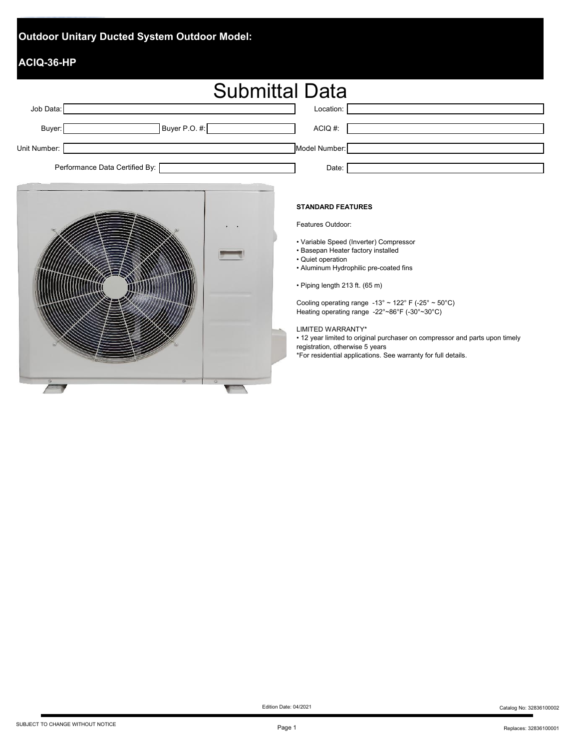# Outdoor Unitary Ducted System Outdoor Model:

## ACIQ-36-HP

# Submittal Data

| | | | |
|---|---|---|---|
| Job Data: | | Location: | |
| Buyer: | Buyer P.O. #: | ACIQ #: | |
| Unit Number: | | Model Number: | |
| Performance Data Certified By: | | Date: | |

**STANDARD FEATURES**

Features Outdoor:

- Variable Speed (Inverter) Compressor
- Basepan Heater factory installed
- Quiet operation
- Aluminum Hydrophilic pre-coated fins

- Piping length 213 ft. (65 m)

Cooling operating range -13° ~ 122° F (-25° ~ 50°C)
Heating operating range -22°~86°F (-30°~30°C)

LIMITED WARRANTY*
- 12 year limited to original purchaser on compressor and parts upon timely registration, otherwise 5 years

*For residential applications. See warranty for full details.

Edition Date: 04/2021

Catalog No: 32836100002

SUBJECT TO CHANGE WITHOUT NOTICE

Replaces: 32836100001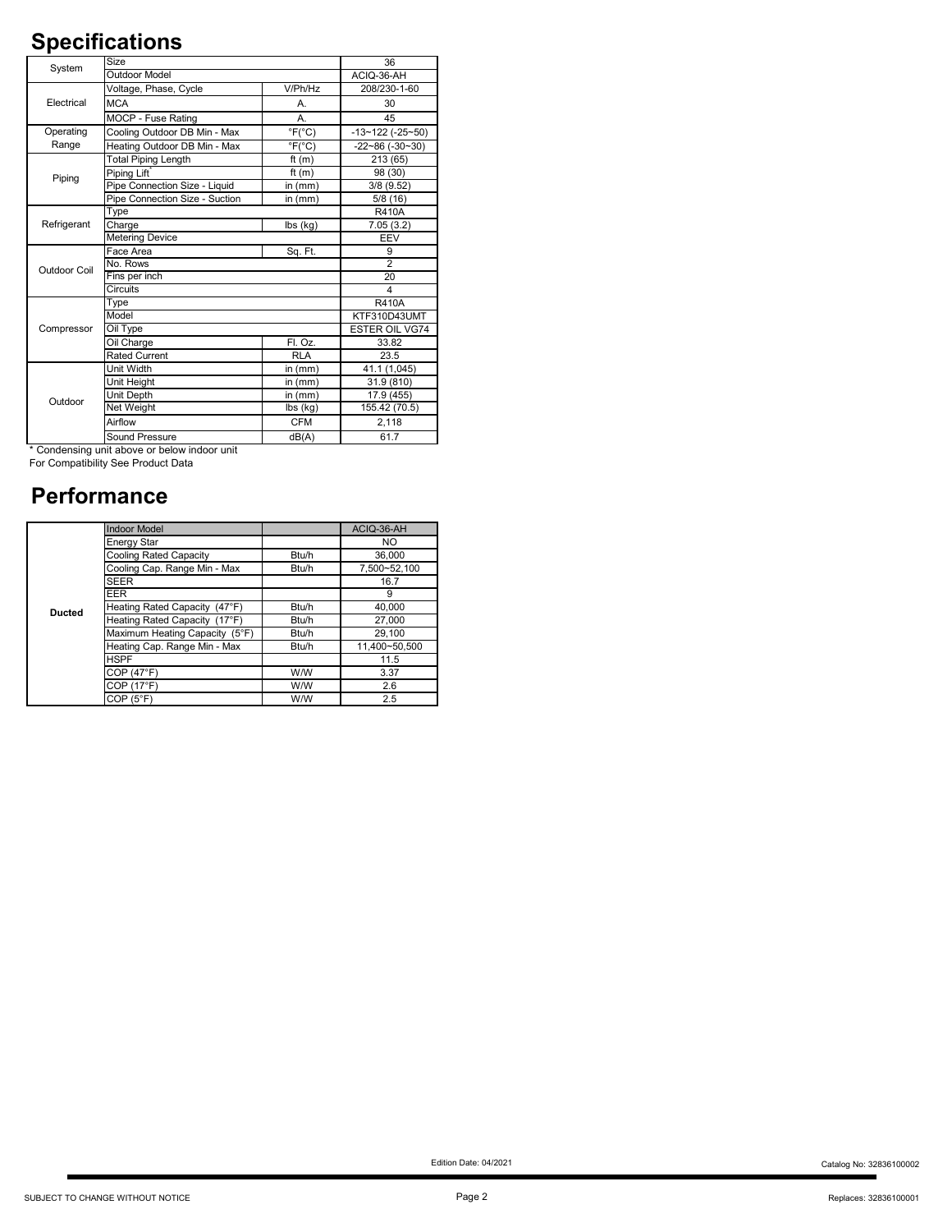# Specifications

| | | | |
|---|---|---|---|
| System | Size | | 36 |
| | Outdoor Model | | ACIQ-36-AH |
| Electrical | Voltage, Phase, Cycle | V/Ph/Hz | 208/230-1-60 |
| | MCA | A. | 30 |
| | MOCP - Fuse Rating | A. | 45 |
| Operating Range | Cooling Outdoor DB Min - Max | °F(°C) | -13~122 (-25~50) |
| | Heating Outdoor DB Min - Max | °F(°C) | -22~86 (-30~30) |
| Piping | Total Piping Length | ft (m) | 213 (65) |
| | Piping Lift* | ft (m) | 98 (30) |
| | Pipe Connection Size - Liquid | in (mm) | 3/8 (9.52) |
| | Pipe Connection Size - Suction | in (mm) | 5/8 (16) |
| Refrigerant | Type | | R410A |
| | Charge | lbs (kg) | 7.05 (3.2) |
| | Metering Device | | EEV |
| Outdoor Coil | Face Area | Sq. Ft. | 9 |
| | No. Rows | | 2 |
| | Fins per inch | | 20 |
| | Circuits | | 4 |
| Compressor | Type | | R410A |
| | Model | | KTF310D43UMT |
| | Oil Type | | ESTER OIL VG74 |
| | Oil Charge | Fl. Oz. | 33.82 |
| | Rated Current | RLA | 23.5 |
| Outdoor | Unit Width | in (mm) | 41.1 (1,045) |
| | Unit Height | in (mm) | 31.9 (810) |
| | Unit Depth | in (mm) | 17.9 (455) |
| | Net Weight | lbs (kg) | 155.42 (70.5) |
| | Airflow | CFM | 2,118 |
| | Sound Pressure | dB(A) | 61.7 |

\* Condensing unit above or below indoor unit

For Compatibility See Product Data

# Performance

| | | | |
|---|---|---|---|
| Ducted | Indoor Model | | ACIQ-36-AH |
| | Energy Star | | NO |
| | Cooling Rated Capacity | Btu/h | 36,000 |
| | Cooling Cap. Range Min - Max | Btu/h | 7,500~52,100 |
| | SEER | | 16.7 |
| | EER | | 9 |
| | Heating Rated Capacity (47°F) | Btu/h | 40,000 |
| | Heating Rated Capacity (17°F) | Btu/h | 27,000 |
| | Maximum Heating Capacity (5°F) | Btu/h | 29,100 |
| | Heating Cap. Range Min - Max | Btu/h | 11,400~50,500 |
| | HSPF | | 11.5 |
| | COP (47°F) | W/W | 3.37 |
| | COP (17°F) | W/W | 2.6 |
| | COP (5°F) | W/W | 2.5 |

Edition Date: 04/2021

Catalog No: 32836100002

SUBJECT TO CHANGE WITHOUT NOTICE

Replaces: 32836100001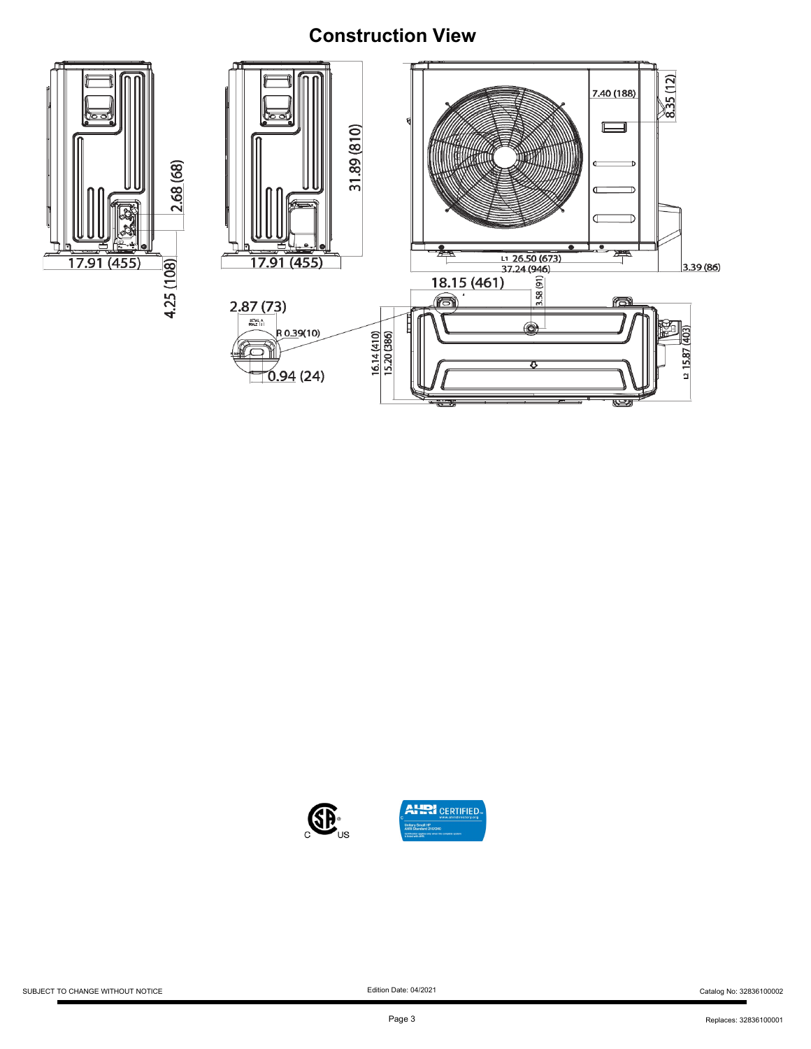# Construction View

17.91 (455)

2.68 (68)

4.25 (108)

17.91 (455)

31.89 (810)

7.40 (188)

8.35 (12)

L1 26.50 (673)

37.24 (946)

3.39 (86)

18.15 (461)

3.58 (91)

2.87 (73)

R 0.39(10)

0.94 (24)

16.14 (410)

15.20 (386)

L2 15.87 (403)

SUBJECT TO CHANGE WITHOUT NOTICE

Edition Date: 04/2021

Catalog No: 32836100002

Replaces: 32836100001